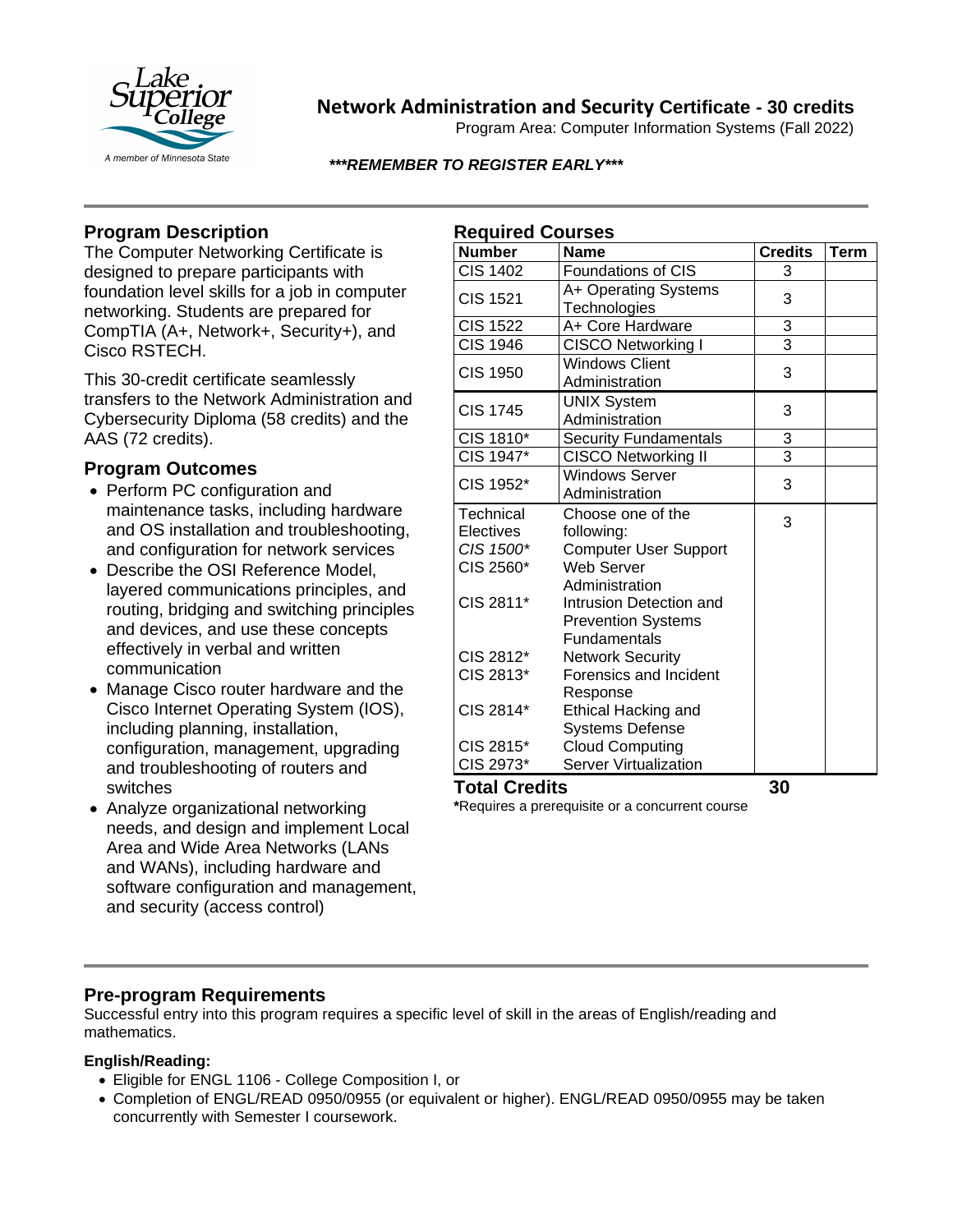# Network Administration and Security Certificate - 30 credits

Program Area: Computer Information Systems (Fall 2022)

***REMEMBER TO REGISTER EARLY***

## Program Description

The Computer Networking Certificate is designed to prepare participants with foundation level skills for a job in computer networking. Students are prepared for CompTIA (A+, Network+, Security+), and Cisco RSTECH.

This 30-credit certificate seamlessly transfers to the Network Administration and Cybersecurity Diploma (58 credits) and the AAS (72 credits).

## Program Outcomes

- Perform PC configuration and maintenance tasks, including hardware and OS installation and troubleshooting, and configuration for network services
- Describe the OSI Reference Model, layered communications principles, and routing, bridging and switching principles and devices, and use these concepts effectively in verbal and written communication
- Manage Cisco router hardware and the Cisco Internet Operating System (IOS), including planning, installation, configuration, management, upgrading and troubleshooting of routers and switches
- Analyze organizational networking needs, and design and implement Local Area and Wide Area Networks (LANs and WANs), including hardware and software configuration and management, and security (access control)

## Required Courses

| Number | Name | Credits | Term |
|---|---|---|---|
| CIS 1402 | Foundations of CIS | 3 | |
| CIS 1521 | A+ Operating Systems Technologies | 3 | |
| CIS 1522 | A+ Core Hardware | 3 | |
| CIS 1946 | CISCO Networking I | 3 | |
| CIS 1950 | Windows Client Administration | 3 | |
| CIS 1745 | UNIX System Administration | 3 | |
| CIS 1810* | Security Fundamentals | 3 | |
| CIS 1947* | CISCO Networking II | 3 | |
| CIS 1952* | Windows Server Administration | 3 | |
| Technical Electives | Choose one of the following: | 3 | |
| *CIS 1500** | Computer User Support | | |
| CIS 2560* | Web Server Administration | | |
| CIS 2811* | Intrusion Detection and Prevention Systems Fundamentals | | |
| CIS 2812* | Network Security | | |
| CIS 2813* | Forensics and Incident Response | | |
| CIS 2814* | Ethical Hacking and Systems Defense | | |
| CIS 2815* | Cloud Computing | | |
| CIS 2973* | Server Virtualization | | |
| **Total Credits** | | **30** | |

***Requires a prerequisite or a concurrent course**

## Pre-program Requirements

Successful entry into this program requires a specific level of skill in the areas of English/reading and mathematics.

### English/Reading:

- Eligible for ENGL 1106 - College Composition I, or
- Completion of ENGL/READ 0950/0955 (or equivalent or higher). ENGL/READ 0950/0955 may be taken concurrently with Semester I coursework.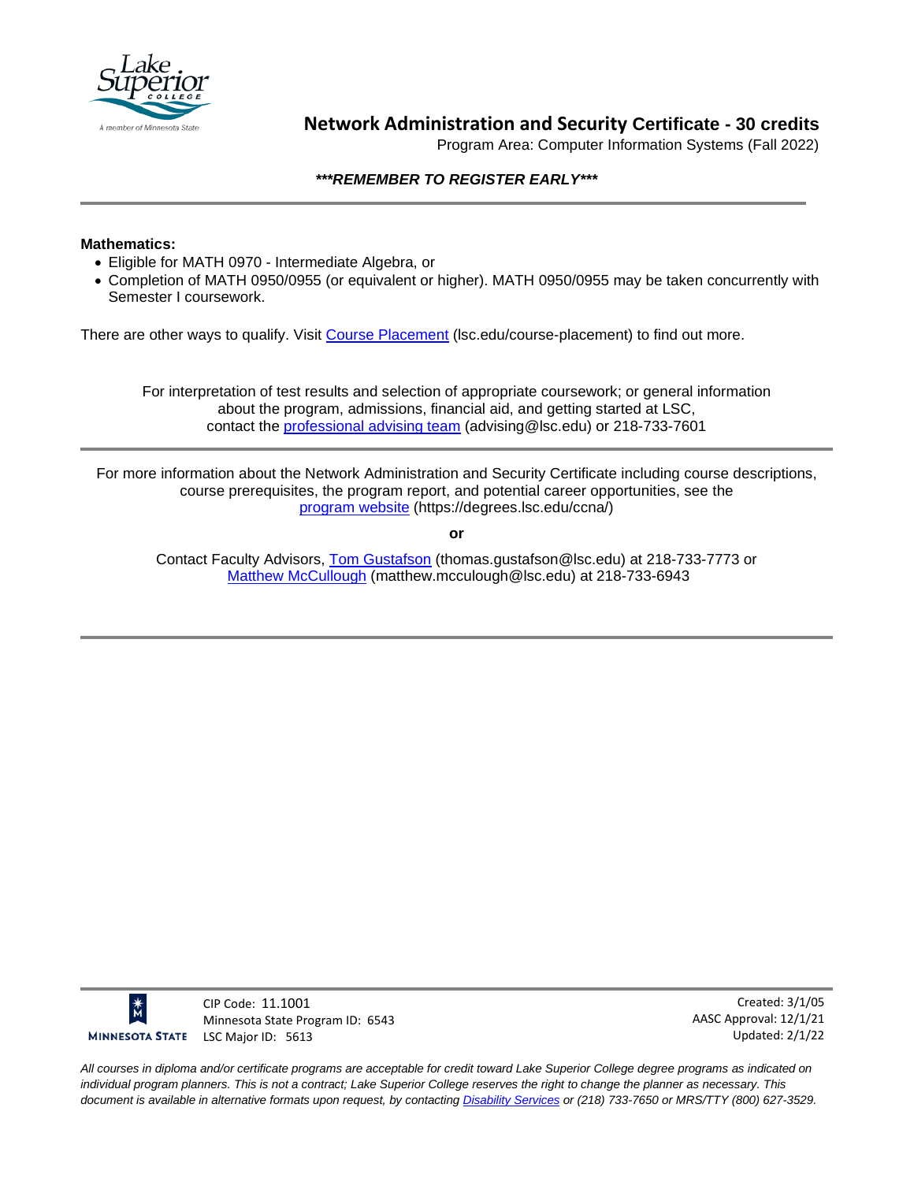## Network Administration and Security Certificate - 30 credits

Program Area: Computer Information Systems (Fall 2022)

***\*\*\*REMEMBER TO REGISTER EARLY\*\*\****

---

**Mathematics:**

- Eligible for MATH 0970 - Intermediate Algebra, or
- Completion of MATH 0950/0955 (or equivalent or higher). MATH 0950/0955 may be taken concurrently with Semester I coursework.

There are other ways to qualify. Visit Course Placement (lsc.edu/course-placement) to find out more.

For interpretation of test results and selection of appropriate coursework; or general information about the program, admissions, financial aid, and getting started at LSC, contact the professional advising team (advising@lsc.edu) or 218-733-7601

---

For more information about the Network Administration and Security Certificate including course descriptions, course prerequisites, the program report, and potential career opportunities, see the program website (https://degrees.lsc.edu/ccna/)

**or**

Contact Faculty Advisors, Tom Gustafson (thomas.gustafson@lsc.edu) at 218-733-7773 or Matthew McCullough (matthew.mcculough@lsc.edu) at 218-733-6943

---

MINNESOTA STATE

CIP Code: 11.1001
Minnesota State Program ID: 6543
LSC Major ID: 5613

Created: 3/1/05
AASC Approval: 12/1/21
Updated: 2/1/22

*All courses in diploma and/or certificate programs are acceptable for credit toward Lake Superior College degree programs as indicated on individual program planners. This is not a contract; Lake Superior College reserves the right to change the planner as necessary. This document is available in alternative formats upon request, by contacting Disability Services or (218) 733-7650 or MRS/TTY (800) 627-3529.*